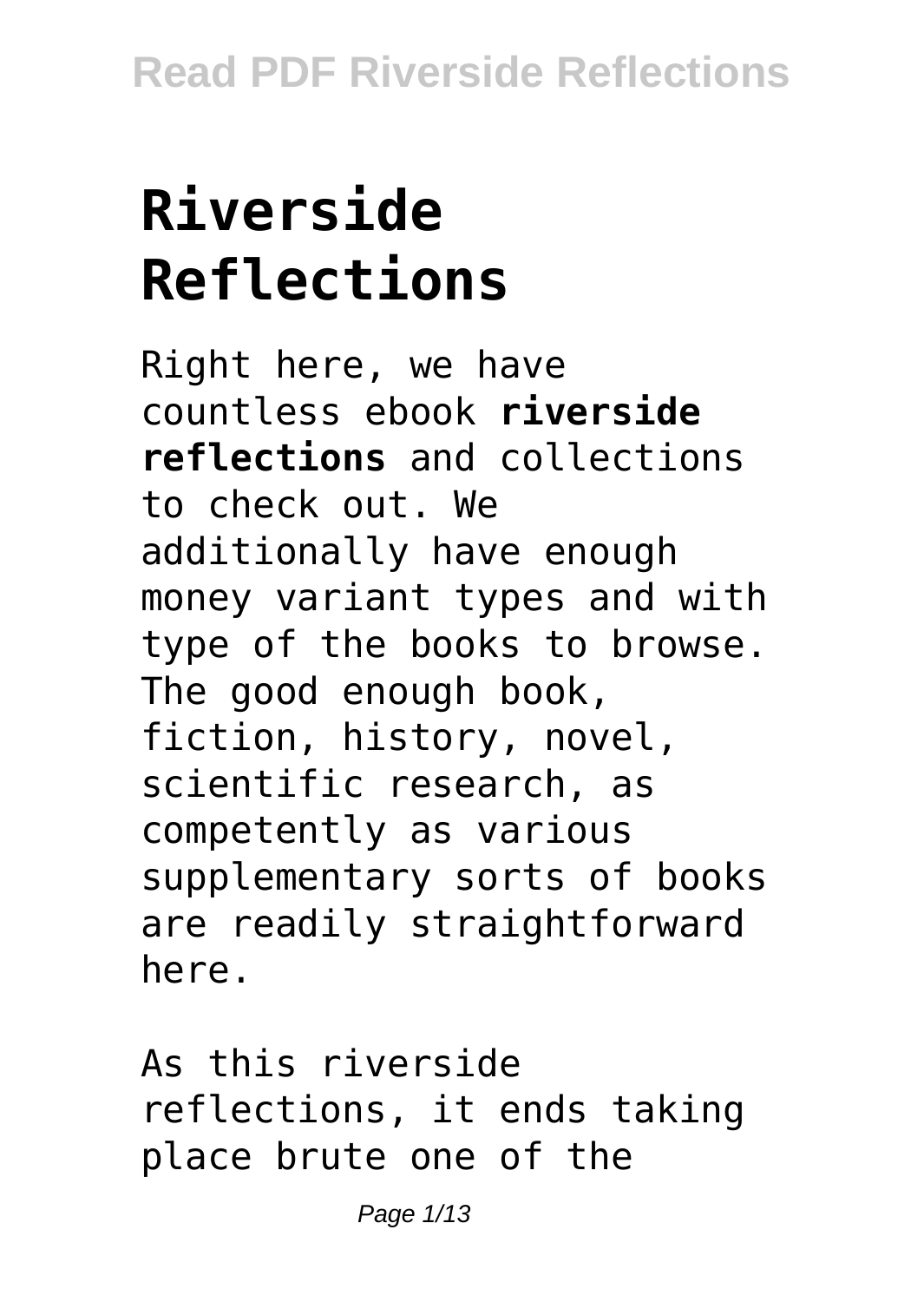# Riverside Reflections

Right here, we have countless ebook **riverside reflections** and collections to check out. We additionally have enough money variant types and with type of the books to browse. The good enough book, fiction, history, novel, scientific research, as competently as various supplementary sorts of books are readily straightforward here.

As this riverside reflections, it ends taking place brute one of the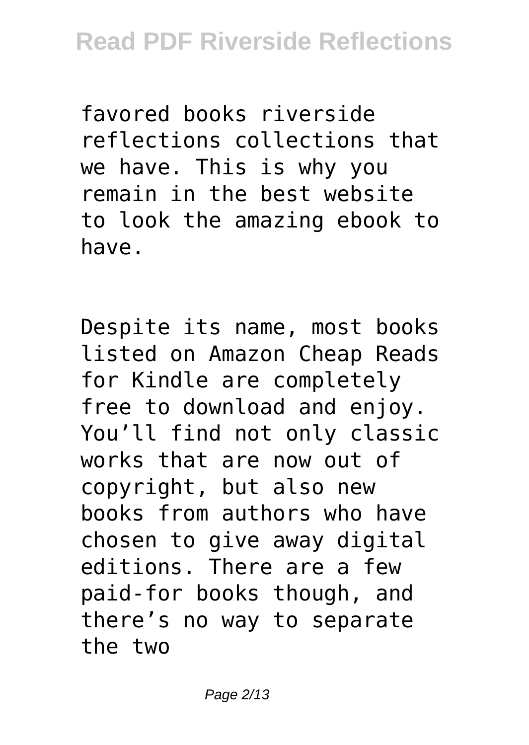favored books riverside reflections collections that we have. This is why you remain in the best website to look the amazing ebook to have.

Despite its name, most books listed on Amazon Cheap Reads for Kindle are completely free to download and enjoy. You’ll find not only classic works that are now out of copyright, but also new books from authors who have chosen to give away digital editions. There are a few paid-for books though, and there’s no way to separate the two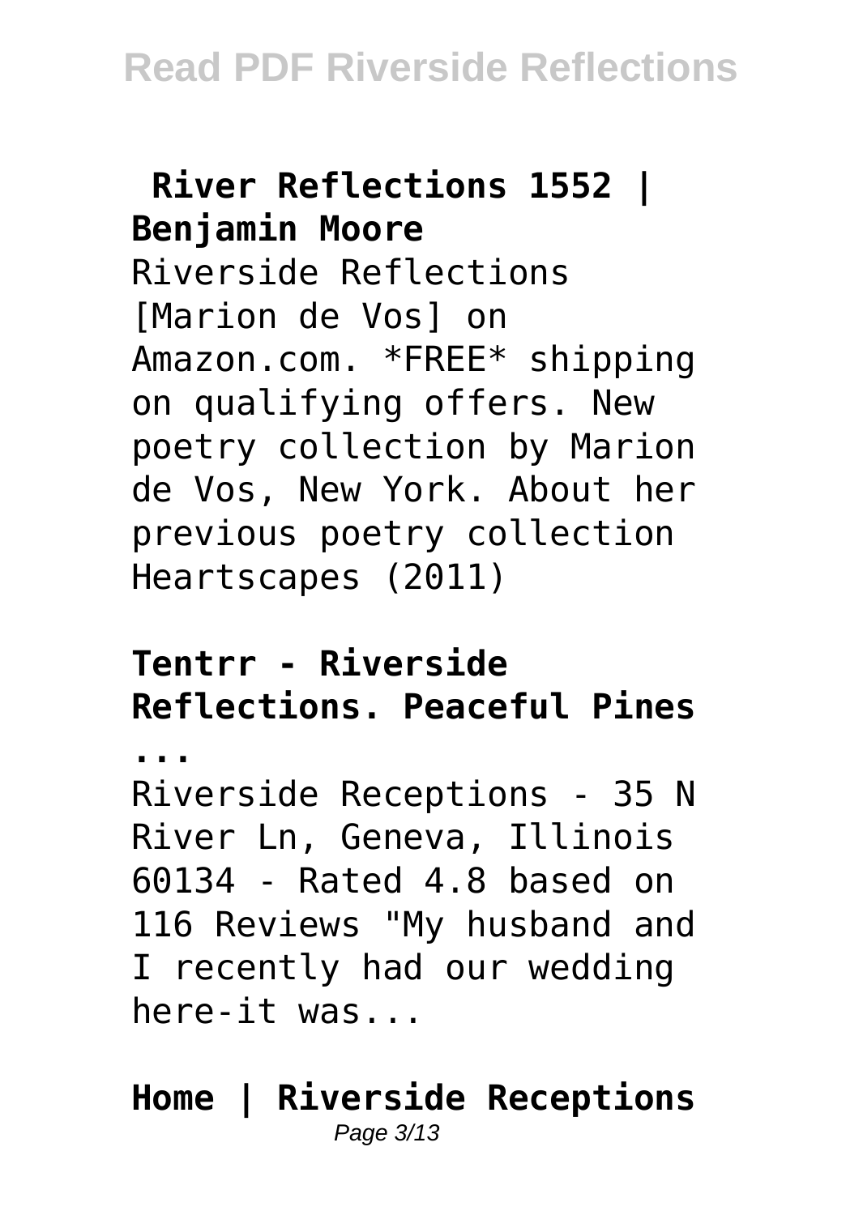**River Reflections 1552 | Benjamin Moore**

Riverside Reflections [Marion de Vos] on Amazon.com. *FREE* shipping on qualifying offers. New poetry collection by Marion de Vos, New York. About her previous poetry collection Heartscapes (2011)

**Tentrr - Riverside Reflections. Peaceful Pines ...**

Riverside Receptions - 35 N River Ln, Geneva, Illinois 60134 - Rated 4.8 based on 116 Reviews "My husband and I recently had our wedding here-it was...

**Home | Riverside Receptions**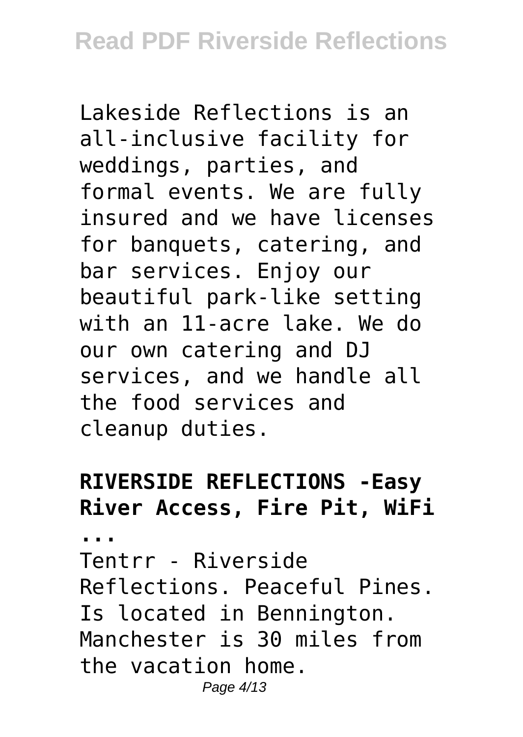Lakeside Reflections is an all-inclusive facility for weddings, parties, and formal events. We are fully insured and we have licenses for banquets, catering, and bar services. Enjoy our beautiful park-like setting with an 11-acre lake. We do our own catering and DJ services, and we handle all the food services and cleanup duties.

**RIVERSIDE REFLECTIONS -Easy River Access, Fire Pit, WiFi ...**

Tentrr - Riverside Reflections. Peaceful Pines. Is located in Bennington. Manchester is 30 miles from the vacation home.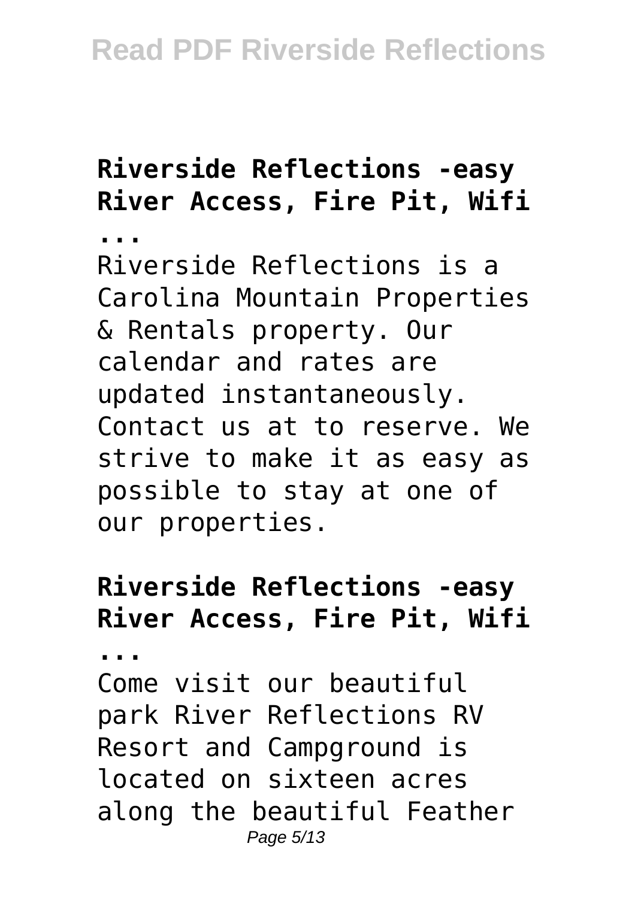**Riverside Reflections -easy River Access, Fire Pit, Wifi ...**

Riverside Reflections is a Carolina Mountain Properties & Rentals property. Our calendar and rates are updated instantaneously. Contact us at to reserve. We strive to make it as easy as possible to stay at one of our properties.

**Riverside Reflections -easy River Access, Fire Pit, Wifi ...**

Come visit our beautiful park River Reflections RV Resort and Campground is located on sixteen acres along the beautiful Feather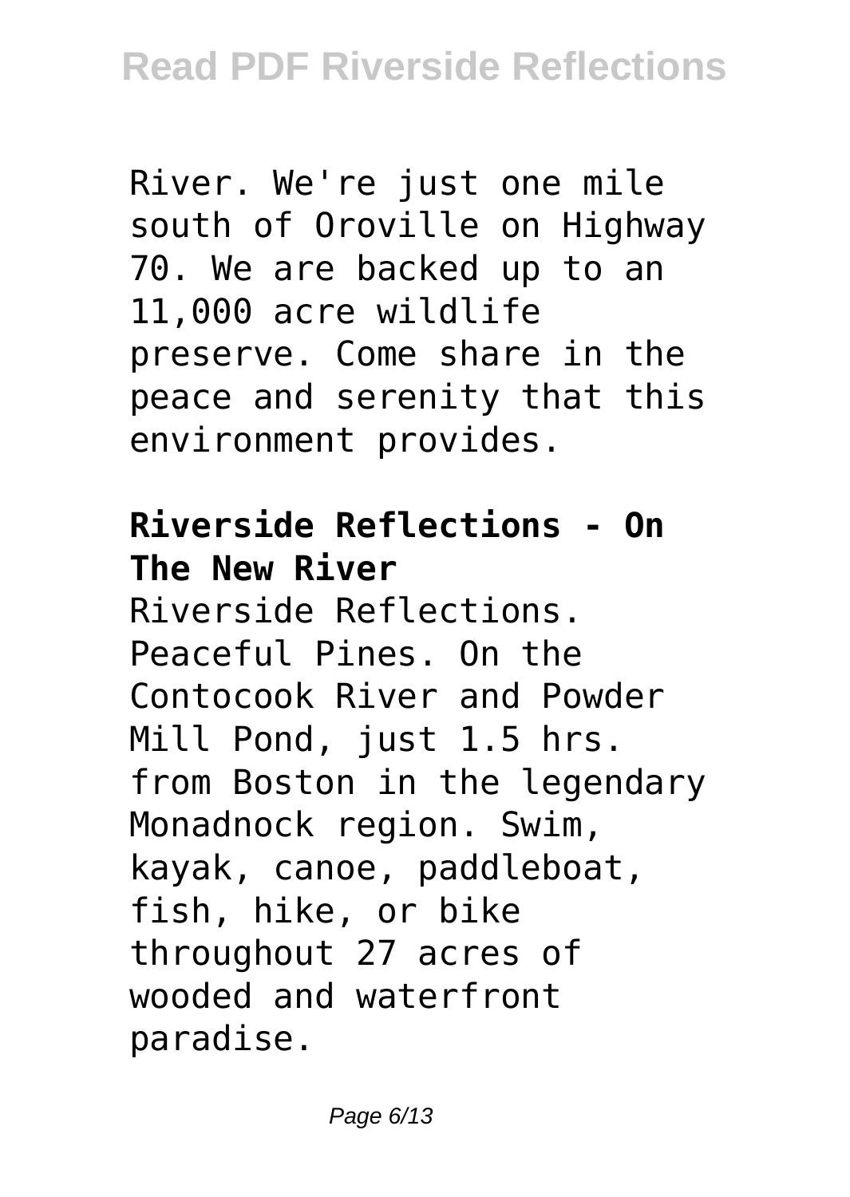River. We're just one mile south of Oroville on Highway 70. We are backed up to an 11,000 acre wildlife preserve. Come share in the peace and serenity that this environment provides.

**Riverside Reflections - On The New River**

Riverside Reflections. Peaceful Pines. On the Contocook River and Powder Mill Pond, just 1.5 hrs. from Boston in the legendary Monadnock region. Swim, kayak, canoe, paddleboat, fish, hike, or bike throughout 27 acres of wooded and waterfront paradise.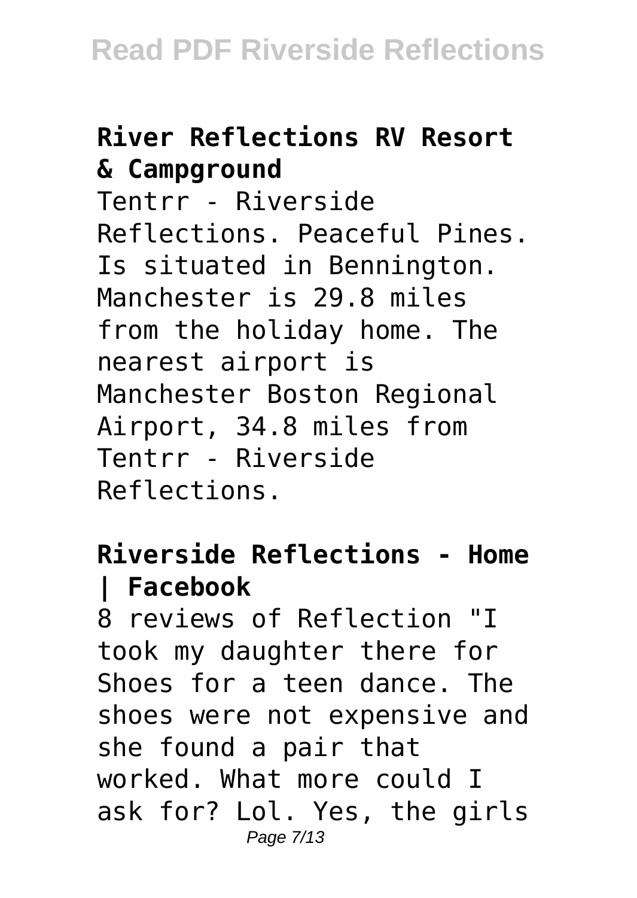## River Reflections RV Resort & Campground

Tentrr - Riverside Reflections. Peaceful Pines. Is situated in Bennington. Manchester is 29.8 miles from the holiday home. The nearest airport is Manchester Boston Regional Airport, 34.8 miles from Tentrr - Riverside Reflections.

## Riverside Reflections - Home | Facebook

8 reviews of Reflection "I took my daughter there for Shoes for a teen dance. The shoes were not expensive and she found a pair that worked. What more could I ask for? Lol. Yes, the girls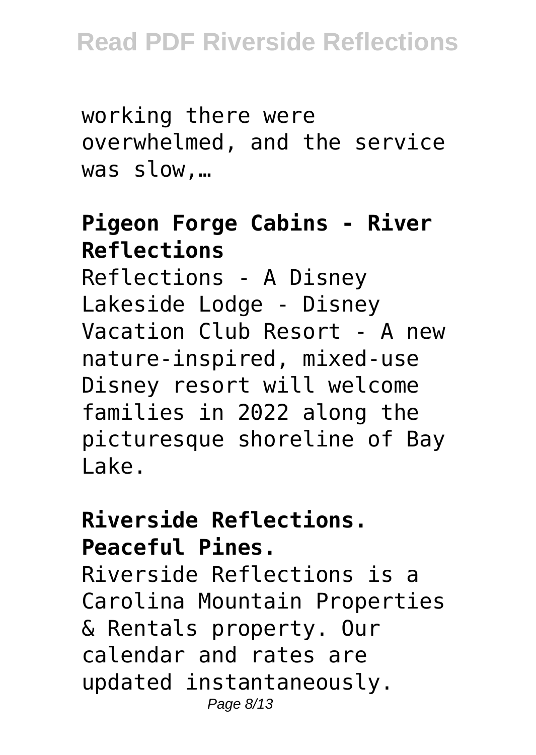working there were overwhelmed, and the service was slow,…

## Pigeon Forge Cabins - River Reflections

Reflections - A Disney Lakeside Lodge - Disney Vacation Club Resort - A new nature-inspired, mixed-use Disney resort will welcome families in 2022 along the picturesque shoreline of Bay Lake.

## Riverside Reflections. Peaceful Pines.

Riverside Reflections is a Carolina Mountain Properties & Rentals property. Our calendar and rates are updated instantaneously.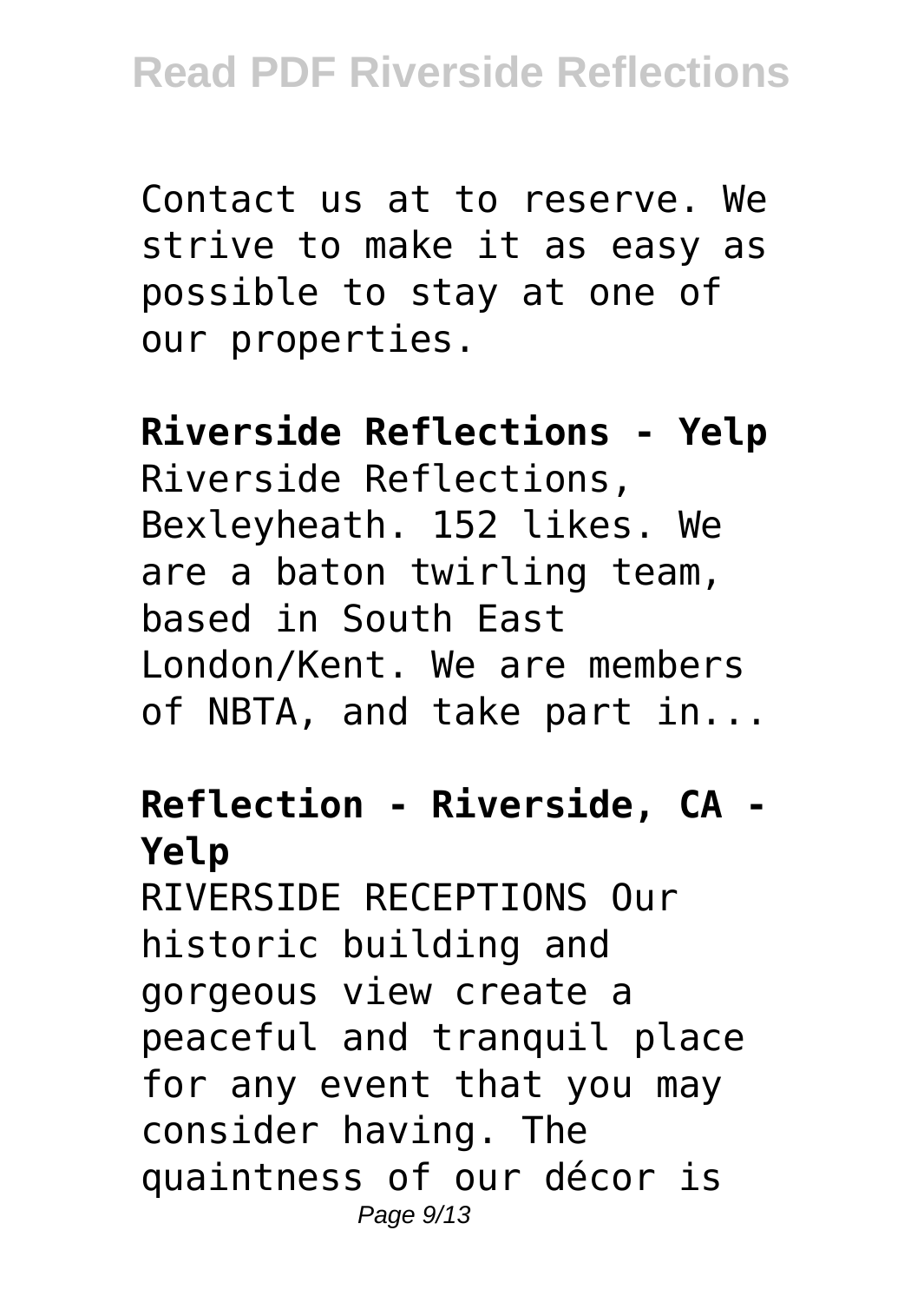Contact us at to reserve. We strive to make it as easy as possible to stay at one of our properties.

**Riverside Reflections - Yelp**

Riverside Reflections, Bexleyheath. 152 likes. We are a baton twirling team, based in South East London/Kent. We are members of NBTA, and take part in...

**Reflection - Riverside, CA - Yelp**

RIVERSIDE RECEPTIONS Our historic building and gorgeous view create a peaceful and tranquil place for any event that you may consider having. The quaintness of our décor is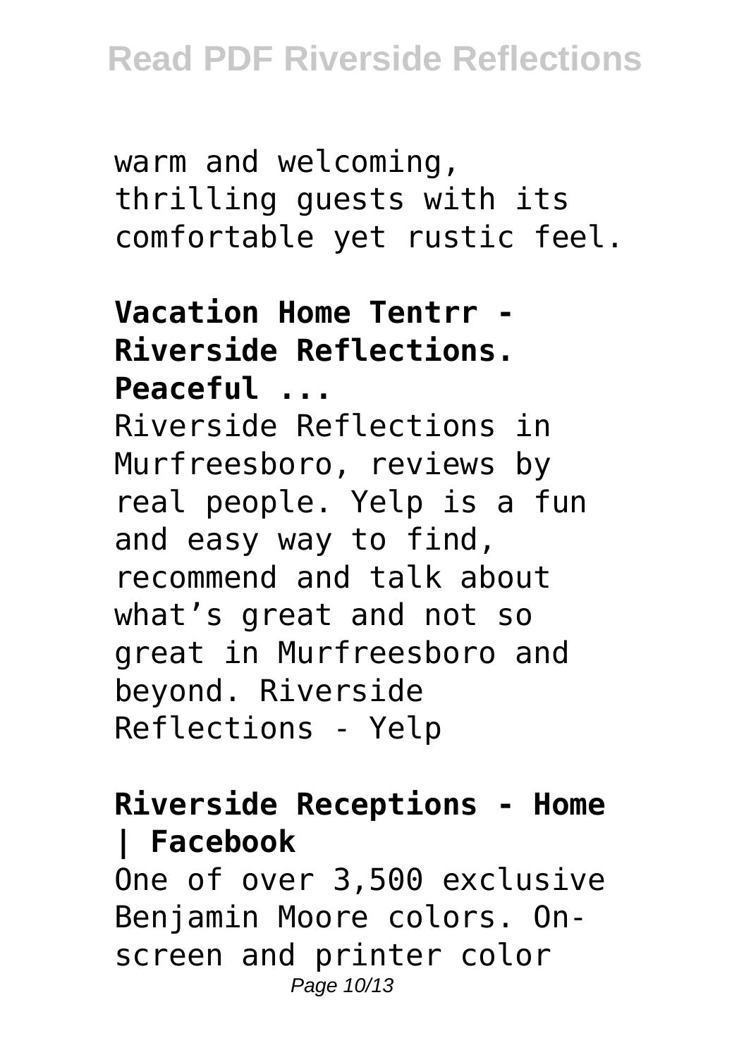warm and welcoming, thrilling guests with its comfortable yet rustic feel.

**Vacation Home Tentrr - Riverside Reflections. Peaceful ...**

Riverside Reflections in Murfreesboro, reviews by real people. Yelp is a fun and easy way to find, recommend and talk about what's great and not so great in Murfreesboro and beyond. Riverside Reflections - Yelp

**Riverside Receptions - Home | Facebook**

One of over 3,500 exclusive Benjamin Moore colors. On-screen and printer color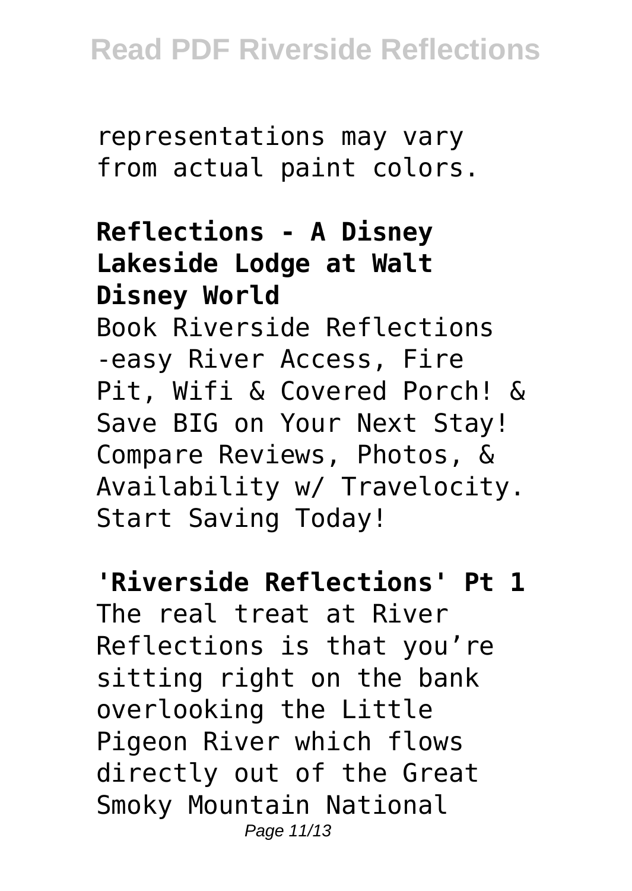representations may vary from actual paint colors.

**Reflections - A Disney Lakeside Lodge at Walt Disney World**

Book Riverside Reflections -easy River Access, Fire Pit, Wifi & Covered Porch! & Save BIG on Your Next Stay! Compare Reviews, Photos, & Availability w/ Travelocity. Start Saving Today!

**'Riverside Reflections' Pt 1**

The real treat at River Reflections is that you're sitting right on the bank overlooking the Little Pigeon River which flows directly out of the Great Smoky Mountain National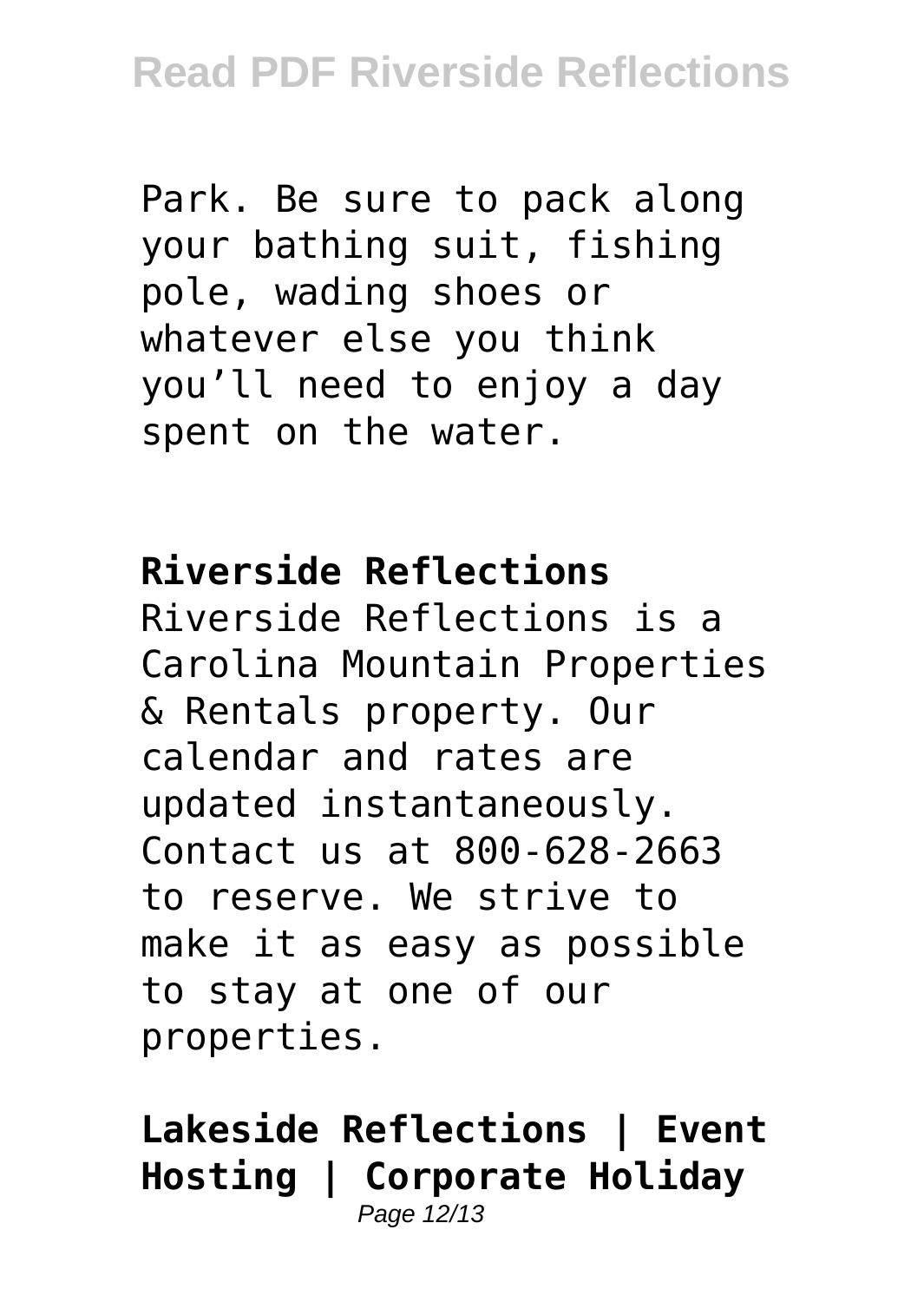Park. Be sure to pack along your bathing suit, fishing pole, wading shoes or whatever else you think you'll need to enjoy a day spent on the water.

## Riverside Reflections

Riverside Reflections is a Carolina Mountain Properties & Rentals property. Our calendar and rates are updated instantaneously. Contact us at 800-628-2663 to reserve. We strive to make it as easy as possible to stay at one of our properties.

## Lakeside Reflections | Event Hosting | Corporate Holiday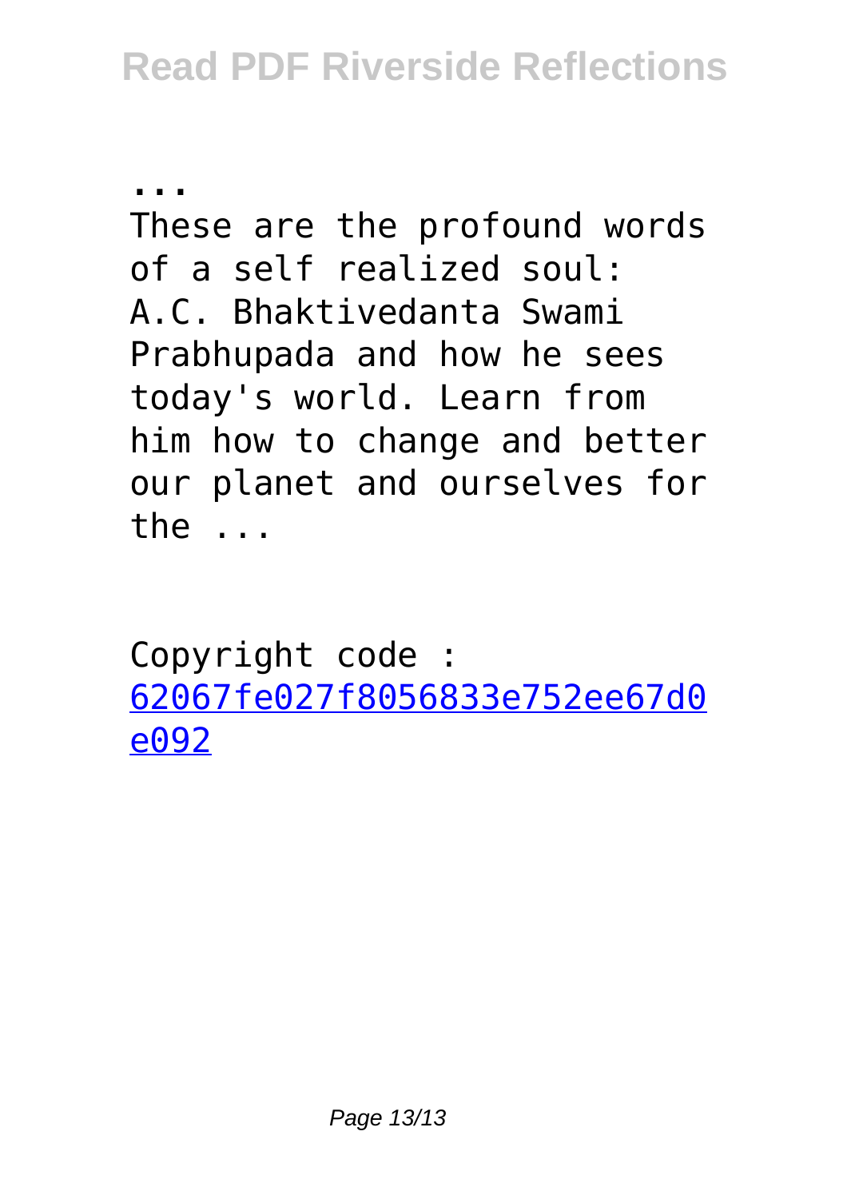...
These are the profound words of a self realized soul: A.C. Bhaktivedanta Swami Prabhupada and how he sees today's world. Learn from him how to change and better our planet and ourselves for the ...

Copyright code : 62067fe027f8056833e752ee67d0e092